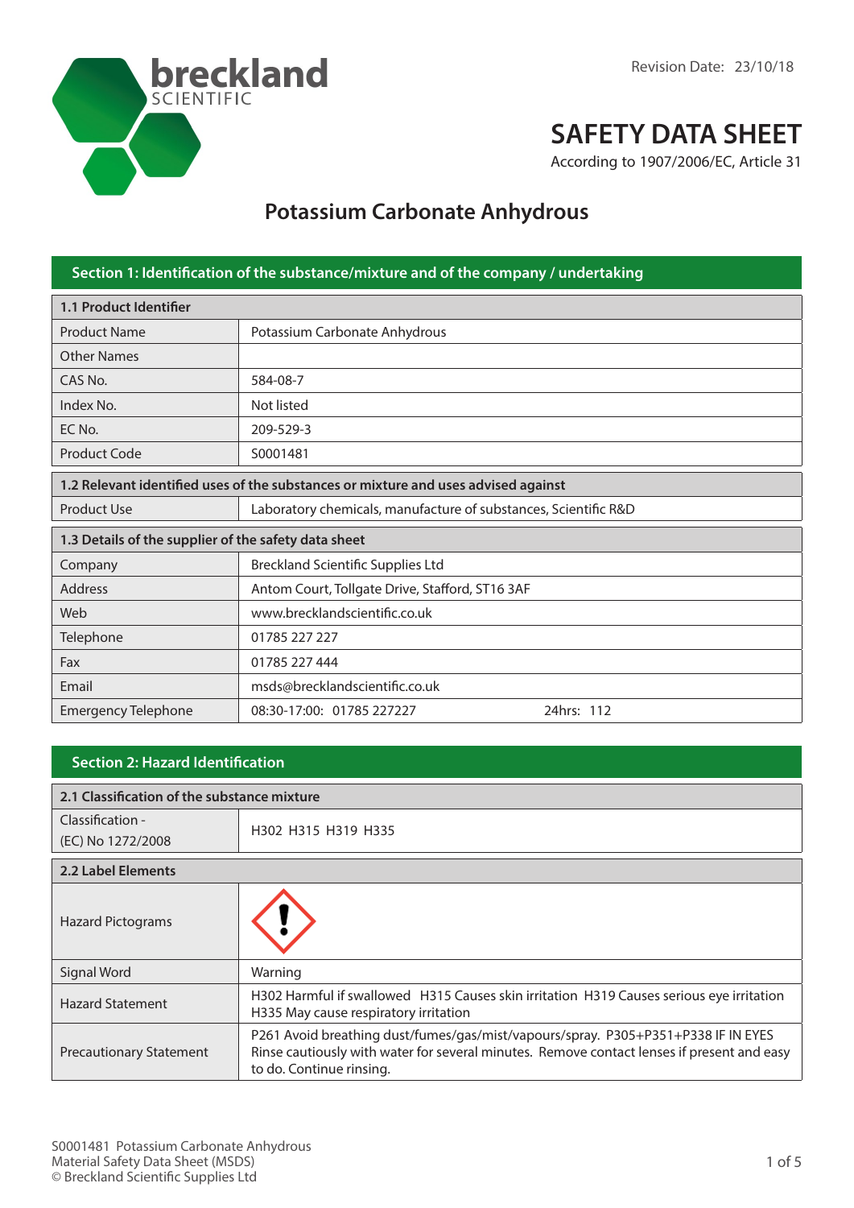Revision Date: 23/10/18

# SAFETY DATA SHEET

According to 1907/2006/EC, Article 31

## Potassium Carbonate Anhydrous

### Section 1: Identification of the substance/mixture and of the company / undertaking

| 1.1 Product Identifier | |
|---|---|
| Product Name | Potassium Carbonate Anhydrous |
| Other Names | |
| CAS No. | 584-08-7 |
| Index No. | Not listed |
| EC No. | 209-529-3 |
| Product Code | S0001481 |

| 1.2 Relevant identified uses of the substances or mixture and uses advised against | |
|---|---|
| Product Use | Laboratory chemicals, manufacture of substances, Scientific R&D |

| 1.3 Details of the supplier of the safety data sheet | |
|---|---|
| Company | Breckland Scientific Supplies Ltd |
| Address | Antom Court, Tollgate Drive, Stafford, ST16 3AF |
| Web | www.brecklandscientific.co.uk |
| Telephone | 01785 227 227 |
| Fax | 01785 227 444 |
| Email | msds@brecklandscientific.co.uk |
| Emergency Telephone | 08:30-17:00: 01785 227227 24hrs: 112 |

### Section 2: Hazard Identification

| 2.1 Classification of the substance mixture | |
|---|---|
| Classification - (EC) No 1272/2008 | H302 H315 H319 H335 |

| 2.2 Label Elements | |
|---|---|
| Hazard Pictograms | |
| Signal Word | Warning |
| Hazard Statement | H302 Harmful if swallowed H315 Causes skin irritation H319 Causes serious eye irritation H335 May cause respiratory irritation |
| Precautionary Statement | P261 Avoid breathing dust/fumes/gas/mist/vapours/spray. P305+P351+P338 IF IN EYES Rinse cautiously with water for several minutes. Remove contact lenses if present and easy to do. Continue rinsing. |

S0001481 Potassium Carbonate Anhydrous
Material Safety Data Sheet (MSDS)
© Breckland Scientific Supplies Ltd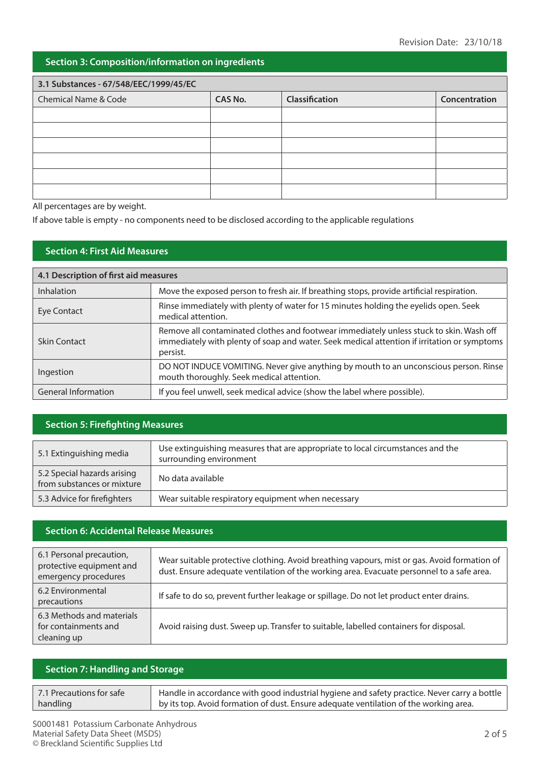## Section 3: Composition/information on ingredients

| 3.1 Substances - 67/548/EEC/1999/45/EC | | | |
|---|---|---|---|
| Chemical Name & Code | CAS No. | Classification | Concentration |
| | | | |
| | | | |
| | | | |
| | | | |
| | | | |
| | | | |

All percentages are by weight.

If above table is empty - no components need to be disclosed according to the applicable regulations

## Section 4: First Aid Measures

| 4.1 Description of first aid measures | |
|---|---|
| Inhalation | Move the exposed person to fresh air. If breathing stops, provide artificial respiration. |
| Eye Contact | Rinse immediately with plenty of water for 15 minutes holding the eyelids open. Seek medical attention. |
| Skin Contact | Remove all contaminated clothes and footwear immediately unless stuck to skin. Wash off immediately with plenty of soap and water. Seek medical attention if irritation or symptoms persist. |
| Ingestion | DO NOT INDUCE VOMITING. Never give anything by mouth to an unconscious person. Rinse mouth thoroughly. Seek medical attention. |
| General Information | If you feel unwell, seek medical advice (show the label where possible). |

## Section 5: Firefighting Measures

| | |
|---|---|
| 5.1 Extinguishing media | Use extinguishing measures that are appropriate to local circumstances and the surrounding environment |
| 5.2 Special hazards arising from substances or mixture | No data available |
| 5.3 Advice for firefighters | Wear suitable respiratory equipment when necessary |

## Section 6: Accidental Release Measures

| | |
|---|---|
| 6.1 Personal precaution, protective equipment and emergency procedures | Wear suitable protective clothing. Avoid breathing vapours, mist or gas. Avoid formation of dust. Ensure adequate ventilation of the working area. Evacuate personnel to a safe area. |
| 6.2 Environmental precautions | If safe to do so, prevent further leakage or spillage. Do not let product enter drains. |
| 6.3 Methods and materials for containments and cleaning up | Avoid raising dust. Sweep up. Transfer to suitable, labelled containers for disposal. |

## Section 7: Handling and Storage

| | |
|---|---|
| 7.1 Precautions for safe handling | Handle in accordance with good industrial hygiene and safety practice. Never carry a bottle by its top. Avoid formation of dust. Ensure adequate ventilation of the working area. |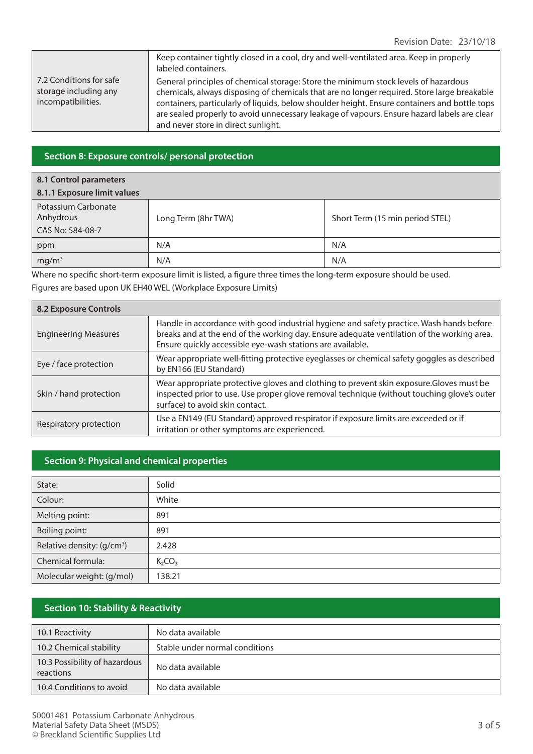| | |
|---|---|
| 7.2 Conditions for safe storage including any incompatibilities. | Keep container tightly closed in a cool, dry and well-ventilated area. Keep in properly labeled containers. General principles of chemical storage: Store the minimum stock levels of hazardous chemicals, always disposing of chemicals that are no longer required. Store large breakable containers, particularly of liquids, below shoulder height. Ensure containers and bottle tops are sealed properly to avoid unnecessary leakage of vapours. Ensure hazard labels are clear and never store in direct sunlight. |

## Section 8: Exposure controls/ personal protection

**8.1 Control parameters**
**8.1.1 Exposure limit values**

| Potassium Carbonate Anhydrous CAS No: 584-08-7 | Long Term (8hr TWA) | Short Term (15 min period STEL) |
|---|---|---|
| ppm | N/A | N/A |
| $mg/m^3$ | N/A | N/A |

Where no specific short-term exposure limit is listed, a figure three times the long-term exposure should be used.
Figures are based upon UK EH40 WEL (Workplace Exposure Limits)

| 8.2 Exposure Controls | |
|---|---|
| Engineering Measures | Handle in accordance with good industrial hygiene and safety practice. Wash hands before breaks and at the end of the working day. Ensure adequate ventilation of the working area. Ensure quickly accessible eye-wash stations are available. |
| Eye / face protection | Wear appropriate well-fitting protective eyeglasses or chemical safety goggles as described by EN166 (EU Standard) |
| Skin / hand protection | Wear appropriate protective gloves and clothing to prevent skin exposure.Gloves must be inspected prior to use. Use proper glove removal technique (without touching glove's outer surface) to avoid skin contact. |
| Respiratory protection | Use a EN149 (EU Standard) approved respirator if exposure limits are exceeded or if irritation or other symptoms are experienced. |

## Section 9: Physical and chemical properties

| | |
|---|---|
| State: | Solid |
| Colour: | White |
| Melting point: | 891 |
| Boiling point: | 891 |
| Relative density: $(g/cm^3)$ | 2.428 |
| Chemical formula: | $K_2CO_3$ |
| Molecular weight: (g/mol) | 138.21 |

## Section 10: Stability & Reactivity

| | |
|---|---|
| 10.1 Reactivity | No data available |
| 10.2 Chemical stability | Stable under normal conditions |
| 10.3 Possibility of hazardous reactions | No data available |
| 10.4 Conditions to avoid | No data available |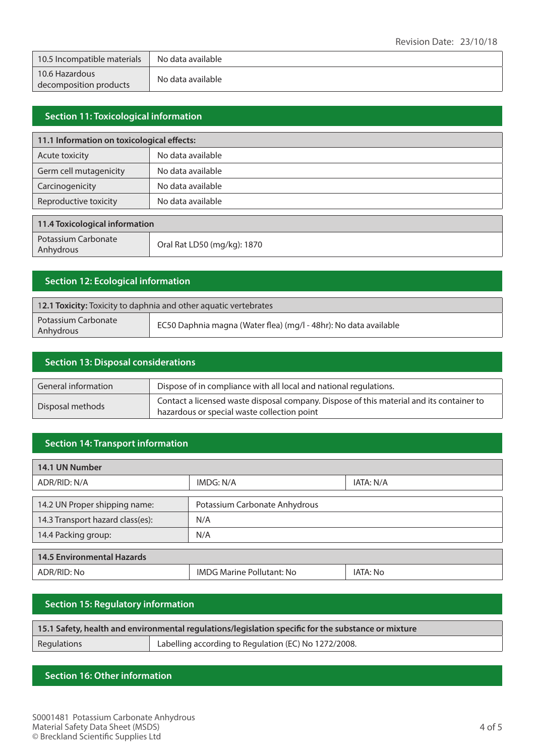| | |
|---|---|
| 10.5 Incompatible materials | No data available |
| 10.6 Hazardous decomposition products | No data available |

## Section 11: Toxicological information

| 11.1 Information on toxicological effects: | |
|---|---|
| Acute toxicity | No data available |
| Germ cell mutagenicity | No data available |
| Carcinogenicity | No data available |
| Reproductive toxicity | No data available |

| 11.4 Toxicological information | |
|---|---|
| Potassium Carbonate Anhydrous | Oral Rat LD50 (mg/kg): 1870 |

## Section 12: Ecological information

| 12.1 **Toxicity:** Toxicity to daphnia and other aquatic vertebrates | |
|---|---|
| Potassium Carbonate Anhydrous | EC50 Daphnia magna (Water flea) (mg/l - 48hr): No data available |

## Section 13: Disposal considerations

| | |
|---|---|
| General information | Dispose of in compliance with all local and national regulations. |
| Disposal methods | Contact a licensed waste disposal company. Dispose of this material and its container to hazardous or special waste collection point |

## Section 14: Transport information

| 14.1 UN Number | | |
|---|---|---|
| ADR/RID: N/A | IMDG: N/A | IATA: N/A |

| | |
|---|---|
| 14.2 UN Proper shipping name: | Potassium Carbonate Anhydrous |
| 14.3 Transport hazard class(es): | N/A |
| 14.4 Packing group: | N/A |

| 14.5 Environmental Hazards | | |
|---|---|---|
| ADR/RID: No | IMDG Marine Pollutant: No | IATA: No |

## Section 15: Regulatory information

| 15.1 Safety, health and environmental regulations/legislation specific for the substance or mixture | |
|---|---|
| Regulations | Labelling according to Regulation (EC) No 1272/2008. |

## Section 16: Other information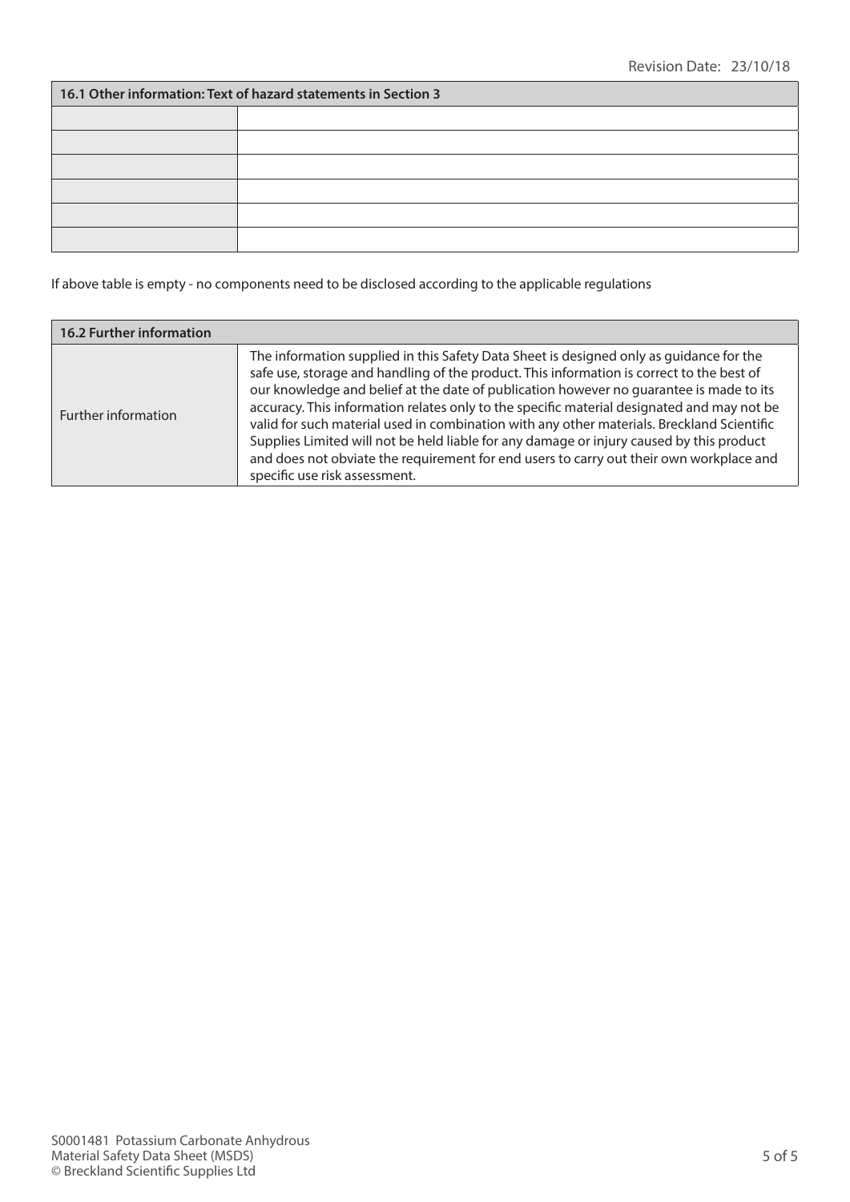| 16.1 Other information: Text of hazard statements in Section 3 | |
|---|---|
| | |
| | |
| | |
| | |
| | |
| | |

If above table is empty - no components need to be disclosed according to the applicable regulations

| 16.2 Further information | |
|---|---|
| Further information | The information supplied in this Safety Data Sheet is designed only as guidance for the safe use, storage and handling of the product. This information is correct to the best of our knowledge and belief at the date of publication however no guarantee is made to its accuracy. This information relates only to the specific material designated and may not be valid for such material used in combination with any other materials. Breckland Scientific Supplies Limited will not be held liable for any damage or injury caused by this product and does not obviate the requirement for end users to carry out their own workplace and specific use risk assessment. |